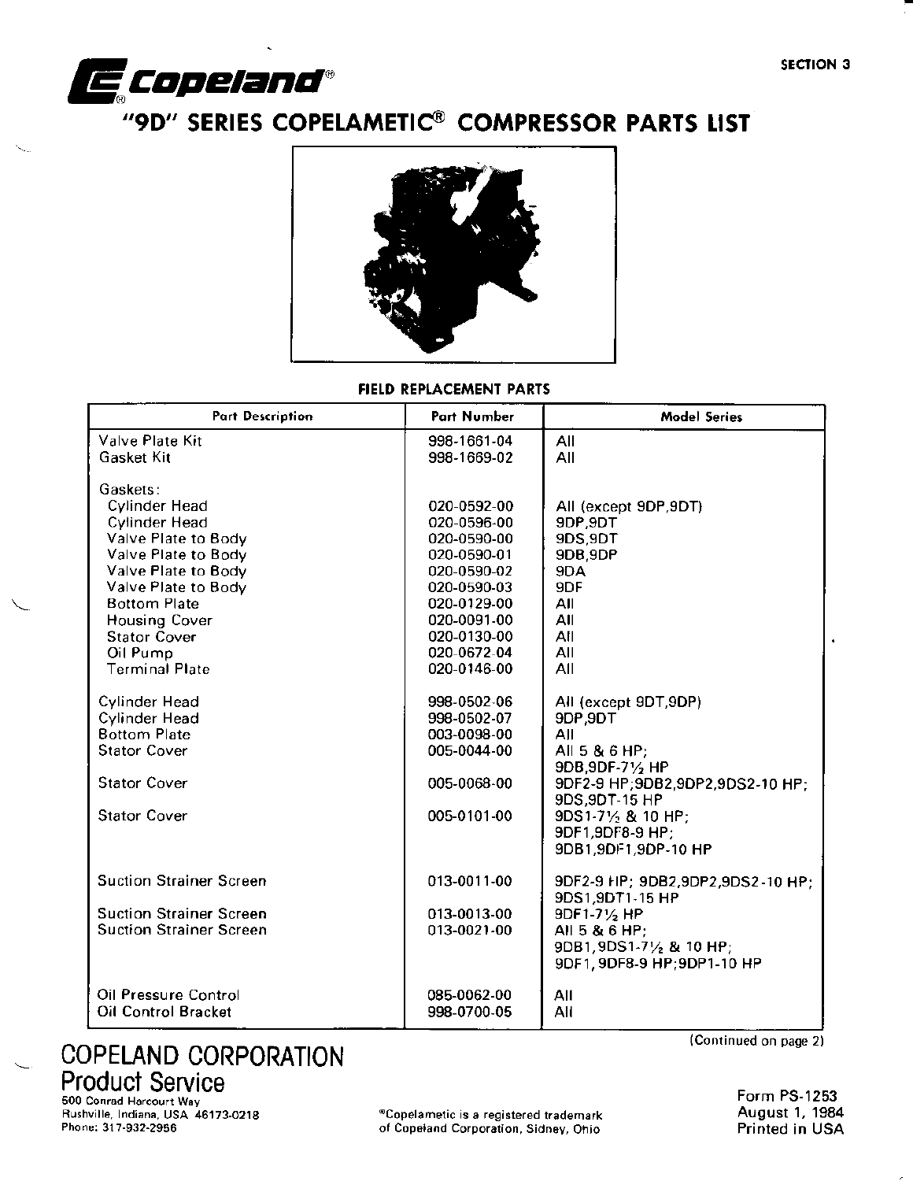SECTION 3

# Copeland®

## "9D" SERIES COPELAMETIC® COMPRESSOR PARTS LIST

### FIELD REPLACEMENT PARTS

| Part Description | Part Number | Model Series |
|---|---|---|
| Valve Plate Kit | 998-1661-04 | All |
| Gasket Kit | 998-1669-02 | All |
| | | |
| Gaskets: | | |
| Cylinder Head | 020-0592-00 | All (except 9DP,9DT) |
| Cylinder Head | 020-0596-00 | 9DP,9DT |
| Valve Plate to Body | 020-0590-00 | 9DS,9DT |
| Valve Plate to Body | 020-0590-01 | 9DB,9DP |
| Valve Plate to Body | 020-0590-02 | 9DA |
| Valve Plate to Body | 020-0590-03 | 9DF |
| Bottom Plate | 020-0129-00 | All |
| Housing Cover | 020-0091-00 | All |
| Stator Cover | 020-0130-00 | All |
| Oil Pump | 020-0672-04 | All |
| Terminal Plate | 020-0146-00 | All |
| | | |
| Cylinder Head | 998-0502-06 | All (except 9DT,9DP) |
| Cylinder Head | 998-0502-07 | 9DP,9DT |
| Bottom Plate | 003-0098-00 | All |
| Stator Cover | 005-0044-00 | All 5 & 6 HP; 9DB,9DF-7½ HP |
| Stator Cover | 005-0068-00 | 9DF2-9 HP;9DB2,9DP2,9DS2-10 HP; 9DS,9DT-15 HP |
| Stator Cover | 005-0101-00 | 9DS1-7½ & 10 HP; 9DF1,9DF8-9 HP; 9DB1,9DF1,9DP-10 HP |
| | | |
| Suction Strainer Screen | 013-0011-00 | 9DF2-9 HP; 9DB2,9DP2,9DS2-10 HP; 9DS1,9DT1-15 HP |
| Suction Strainer Screen | 013-0013-00 | 9DF1-7½ HP |
| Suction Strainer Screen | 013-0021-00 | All 5 & 6 HP; 9DB1,9DS1-7½ & 10 HP; 9DF1, 9DF8-9 HP;9DP1-10 HP |
| | | |
| Oil Pressure Control | 085-0062-00 | All |
| Oil Control Bracket | 998-0700-05 | All |

(Continued on page 2)

COPELAND CORPORATION
Product Service
500 Conrad Harcourt Way
Rushville, Indiana, USA 46173-0218
Phone: 317-932-2956

®Copelametic is a registered trademark of Copeland Corporation, Sidney, Ohio

Form PS-1253
August 1, 1984
Printed in USA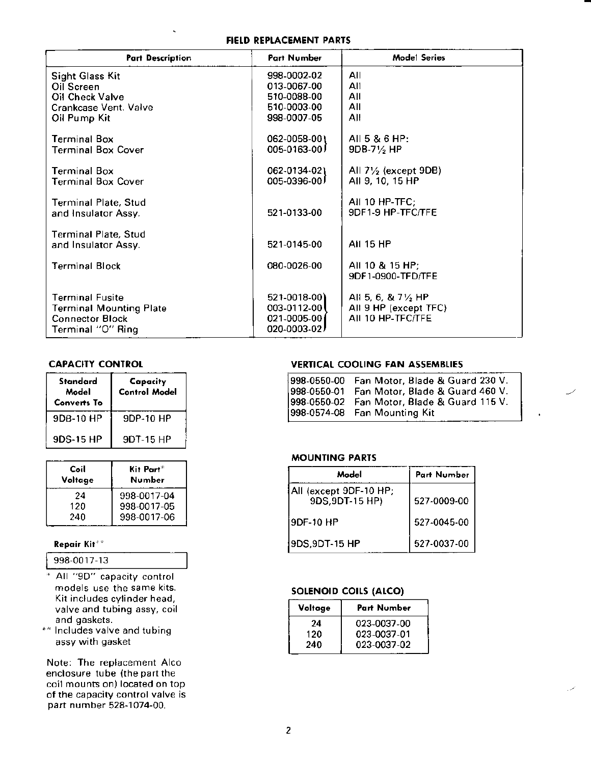## FIELD REPLACEMENT PARTS

| Part Description | Part Number | Model Series |
|---|---|---|
| Sight Glass Kit | 998-0002-02 | All |
| Oil Screen | 013-0067-00 | All |
| Oil Check Valve | 510-0088-00 | All |
| Crankcase Vent. Valve | 510-0003-00 | All |
| Oil Pump Kit | 998-0007-05 | All |
| Terminal Box | 062-0058-00 | All 5 & 6 HP: |
| Terminal Box Cover | 005-0163-00 | 9DB-7½ HP |
| Terminal Box | 062-0134-02 | All 7½ (except 9DB) |
| Terminal Box Cover | 005-0396-00 | All 9, 10, 15 HP |
| Terminal Plate, Stud and Insulator Assy. | 521-0133-00 | All 10 HP-TFC; 9DF1-9 HP-TFC/TFE |
| Terminal Plate, Stud and Insulator Assy. | 521-0145-00 | All 15 HP |
| Terminal Block | 080-0026-00 | All 10 & 15 HP; 9DF1-0900-TFD/TFE |
| Terminal Fusite | 521-0018-00 | All 5, 6, & 7½ HP |
| Terminal Mounting Plate | 003-0112-00 | All 9 HP (except TFC) |
| Connector Block | 021-0005-00 | All 10 HP-TFC/TFE |
| Terminal "O" Ring | 020-0003-02 | |

### CAPACITY CONTROL

| Standard Model Converts To | Capacity Control Model |
|---|---|
| 9DB-10 HP | 9DP-10 HP |
| 9DS-15 HP | 9DT-15 HP |

| Coil Voltage | Kit Part* Number |
|---|---|
| 24 | 998-0017-04 |
| 120 | 998-0017-05 |
| 240 | 998-0017-06 |

**Repair Kit****

| 998-0017-13 |
|---|

\* All "9D" capacity control models use the same kits. Kit includes cylinder head, valve and tubing assy, coil and gaskets.

\*\* Includes valve and tubing assy with gasket

Note: The replacement Alco enclosure tube (the part the coil mounts on) located on top of the capacity control valve is part number 528-1074-00.

### VERTICAL COOLING FAN ASSEMBLIES

| | |
|---|---|
| 998-0550-00 | Fan Motor, Blade & Guard 230 V. |
| 998-0550-01 | Fan Motor, Blade & Guard 460 V. |
| 998-0550-02 | Fan Motor, Blade & Guard 115 V. |
| 998-0574-08 | Fan Mounting Kit |

### MOUNTING PARTS

| Model | Part Number |
|---|---|
| All (except 9DF-10 HP; 9DS,9DT-15 HP) | 527-0009-00 |
| 9DF-10 HP | 527-0045-00 |
| 9DS,9DT-15 HP | 527-0037-00 |

### SOLENOID COILS (ALCO)

| Voltage | Part Number |
|---|---|
| 24 | 023-0037-00 |
| 120 | 023-0037-01 |
| 240 | 023-0037-02 |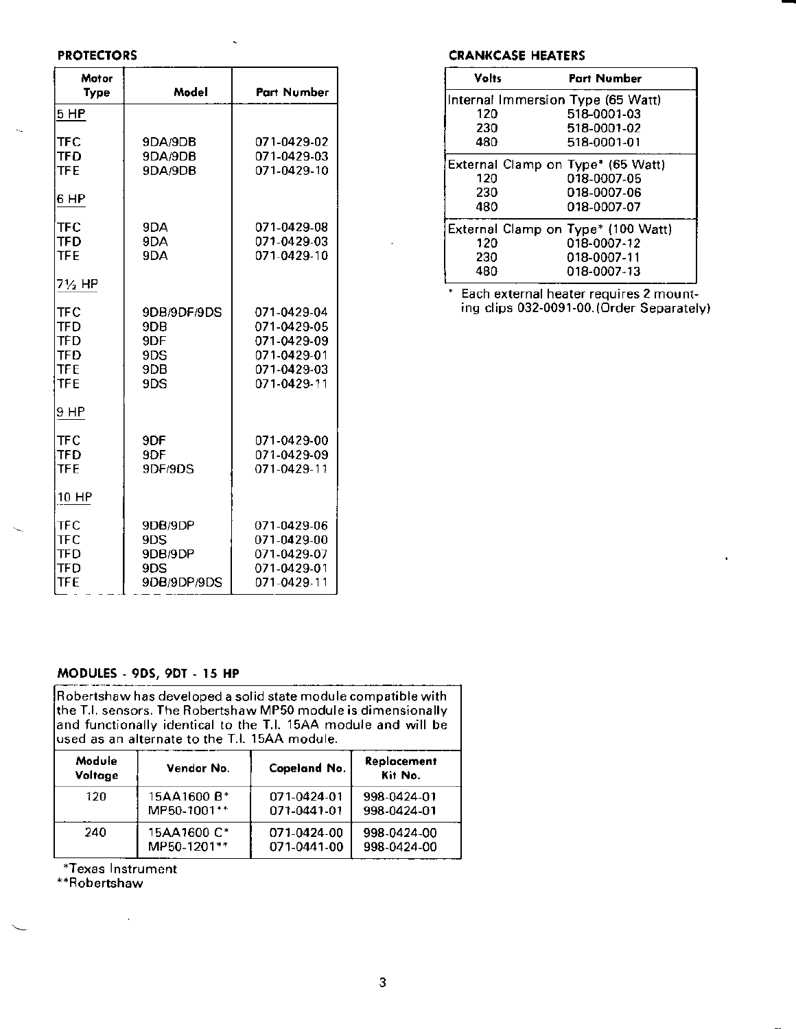## PROTECTORS

| Motor Type | Model | Part Number |
|---|---|---|
| **5 HP** | | |
| TFC | 9DA/9DB | 071-0429-02 |
| TFD | 9DA/9DB | 071-0429-03 |
| TFE | 9DA/9DB | 071-0429-10 |
| **6 HP** | | |
| TFC | 9DA | 071-0429-08 |
| TFD | 9DA | 071-0429-03 |
| TFE | 9DA | 071-0429-10 |
| **7½ HP** | | |
| TFC | 9DB/9DF/9DS | 071-0429-04 |
| TFD | 9DB | 071-0429-05 |
| TFD | 9DF | 071-0429-09 |
| TFD | 9DS | 071-0429-01 |
| TFE | 9DB | 071-0429-03 |
| TFE | 9DS | 071-0429-11 |
| **9 HP** | | |
| TFC | 9DF | 071-0429-00 |
| TFD | 9DF | 071-0429-09 |
| TFE | 9DF/9DS | 071-0429-11 |
| **10 HP** | | |
| TFC | 9DB/9DP | 071-0429-06 |
| TFC | 9DS | 071-0429-00 |
| TFD | 9DB/9DP | 071-0429-07 |
| TFD | 9DS | 071-0429-01 |
| TFE | 9DB/9DP/9DS | 071-0429-11 |

## CRANKCASE HEATERS

| Volts | Part Number |
|---|---|
| **Internal Immersion Type (65 Watt)** | |
| 120 | 518-0001-03 |
| 230 | 518-0001-02 |
| 480 | 518-0001-01 |
| **External Clamp on Type* (65 Watt)** | |
| 120 | 018-0007-05 |
| 230 | 018-0007-06 |
| 480 | 018-0007-07 |
| **External Clamp on Type* (100 Watt)** | |
| 120 | 018-0007-12 |
| 230 | 018-0007-11 |
| 480 | 018-0007-13 |

\* Each external heater requires 2 mounting clips 032-0091-00. (Order Separately)

## MODULES - 9DS, 9DT - 15 HP

Robertshaw has developed a solid state module compatible with the T.I. sensors. The Robertshaw MP50 module is dimensionally and functionally identical to the T.I. 15AA module and will be used as an alternate to the T.I. 15AA module.

| Module Voltage | Vendor No. | Copeland No. | Replacement Kit No. |
|---|---|---|---|
| 120 | 15AA1600 B* | 071-0424-01 | 998-0424-01 |
| | MP50-1001** | 071-0441-01 | 998-0424-01 |
| 240 | 15AA1600 C* | 071-0424-00 | 998-0424-00 |
| | MP50-1201** | 071-0441-00 | 998-0424-00 |

*Texas Instrument
**Robertshaw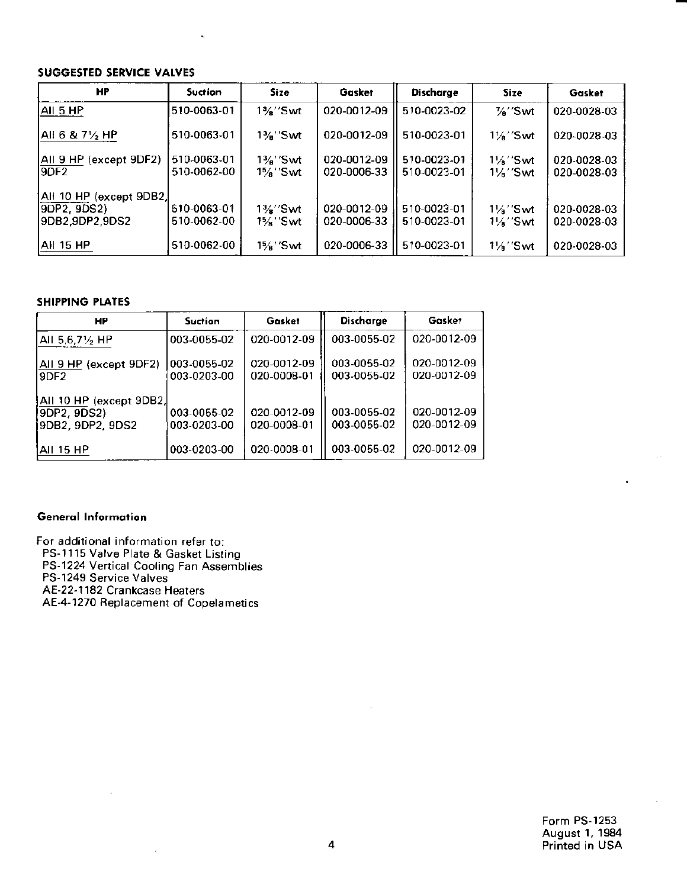## SUGGESTED SERVICE VALVES

| HP | Suction | Size | Gasket | Discharge | Size | Gasket |
|---|---|---|---|---|---|---|
| All 5 HP | 510-0063-01 | 1⅜''Swt | 020-0012-09 | 510-0023-02 | ⅞''Swt | 020-0028-03 |
| All 6 & 7½ HP | 510-0063-01 | 1⅜''Swt | 020-0012-09 | 510-0023-01 | 1⅛''Swt | 020-0028-03 |
| All 9 HP (except 9DF2) | 510-0063-01 | 1⅜''Swt | 020-0012-09 | 510-0023-01 | 1⅛''Swt | 020-0028-03 |
| 9DF2 | 510-0062-00 | 1⅝''Swt | 020-0006-33 | 510-0023-01 | 1⅛''Swt | 020-0028-03 |
| All 10 HP (except 9DB2, 9DP2, 9DS2) | 510-0063-01 | 1⅜''Swt | 020-0012-09 | 510-0023-01 | 1⅛''Swt | 020-0028-03 |
| 9DB2,9DP2,9DS2 | 510-0062-00 | 1⅝''Swt | 020-0006-33 | 510-0023-01 | 1⅛''Swt | 020-0028-03 |
| All 15 HP | 510-0062-00 | 1⅝''Swt | 020-0006-33 | 510-0023-01 | 1⅛''Swt | 020-0028-03 |

## SHIPPING PLATES

| HP | Suction | Gasket | Discharge | Gasket |
|---|---|---|---|---|
| All 5,6,7½ HP | 003-0055-02 | 020-0012-09 | 003-0055-02 | 020-0012-09 |
| All 9 HP (except 9DF2) | 003-0055-02 | 020-0012-09 | 003-0055-02 | 020-0012-09 |
| 9DF2 | 003-0203-00 | 020-0008-01 | 003-0055-02 | 020-0012-09 |
| All 10 HP (except 9DB2, 9DP2, 9DS2) | 003-0055-02 | 020-0012-09 | 003-0055-02 | 020-0012-09 |
| 9DB2, 9DP2, 9DS2 | 003-0203-00 | 020-0008-01 | 003-0055-02 | 020-0012-09 |
| All 15 HP | 003-0203-00 | 020-0008-01 | 003-0055-02 | 020-0012-09 |

### General Information

For additional information refer to:

- PS-1115 Valve Plate & Gasket Listing
- PS-1224 Vertical Cooling Fan Assemblies
- PS-1249 Service Valves
- AE-22-1182 Crankcase Heaters
- AE-4-1270 Replacement of Copelametics

Form PS-1253
August 1, 1984
Printed in USA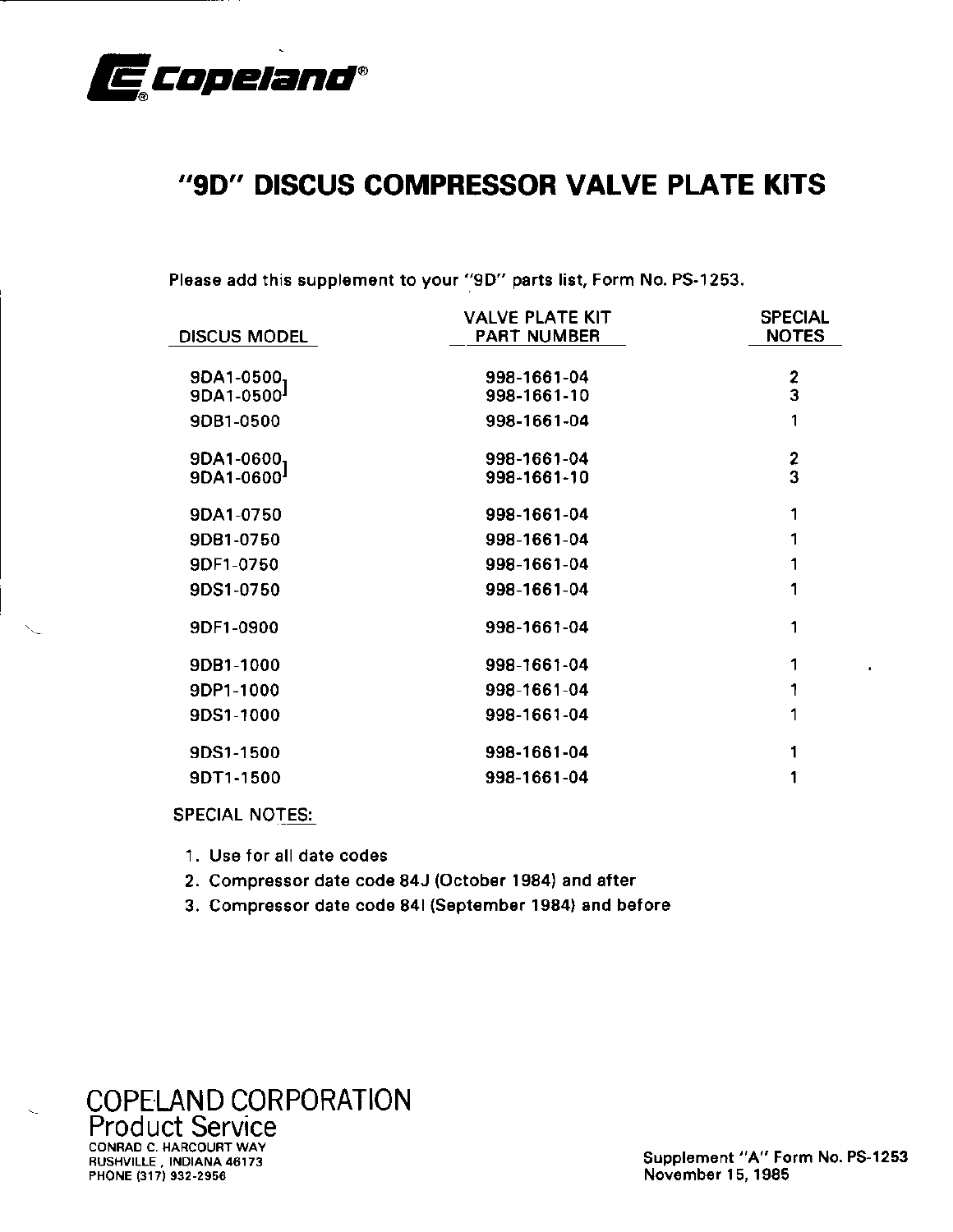Copeland®

# "9D" DISCUS COMPRESSOR VALVE PLATE KITS

Please add this supplement to your "9D" parts list, Form No. PS-1253.

| DISCUS MODEL | VALVE PLATE KIT PART NUMBER | SPECIAL NOTES |
|---|---|---|
| 9DA1-0500 | 998-1661-04 | 2 |
| 9DA1-0500 | 998-1661-10 | 3 |
| 9DB1-0500 | 998-1661-04 | 1 |
| 9DA1-0600 | 998-1661-04 | 2 |
| 9DA1-0600 | 998-1661-10 | 3 |
| 9DA1-0750 | 998-1661-04 | 1 |
| 9DB1-0750 | 998-1661-04 | 1 |
| 9DF1-0750 | 998-1661-04 | 1 |
| 9DS1-0750 | 998-1661-04 | 1 |
| 9DF1-0900 | 998-1661-04 | 1 |
| 9DB1-1000 | 998-1661-04 | 1 |
| 9DP1-1000 | 998-1661-04 | 1 |
| 9DS1-1000 | 998-1661-04 | 1 |
| 9DS1-1500 | 998-1661-04 | 1 |
| 9DT1-1500 | 998-1661-04 | 1 |

SPECIAL NOTES:

1. Use for all date codes
2. Compressor date code 84J (October 1984) and after
3. Compressor date code 84I (September 1984) and before

COPELAND CORPORATION
Product Service
CONRAD C. HARCOURT WAY
RUSHVILLE, INDIANA 46173
PHONE (317) 932-2956

Supplement "A" Form No. PS-1253
November 15, 1985